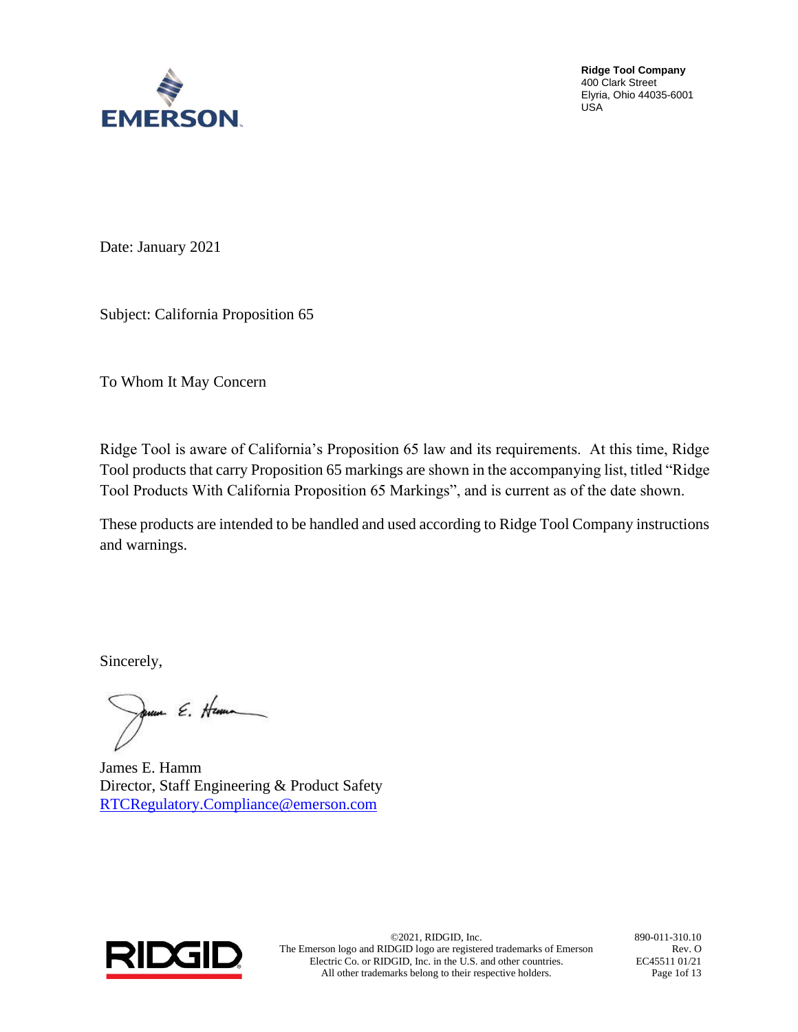**Ridge Tool Company**
400 Clark Street
Elyria, Ohio 44035-6001
USA

Date: January 2021

Subject: California Proposition 65

To Whom It May Concern

Ridge Tool is aware of California's Proposition 65 law and its requirements. At this time, Ridge Tool products that carry Proposition 65 markings are shown in the accompanying list, titled "Ridge Tool Products With California Proposition 65 Markings", and is current as of the date shown.

These products are intended to be handled and used according to Ridge Tool Company instructions and warnings.

Sincerely,

James E. Hamm
Director, Staff Engineering & Product Safety
RTCRegulatory.Compliance@emerson.com

©2021, RIDGID, Inc.
The Emerson logo and RIDGID logo are registered trademarks of Emerson Electric Co. or RIDGID, Inc. in the U.S. and other countries.
All other trademarks belong to their respective holders.

890-011-310.10
Rev. O
EC45511 01/21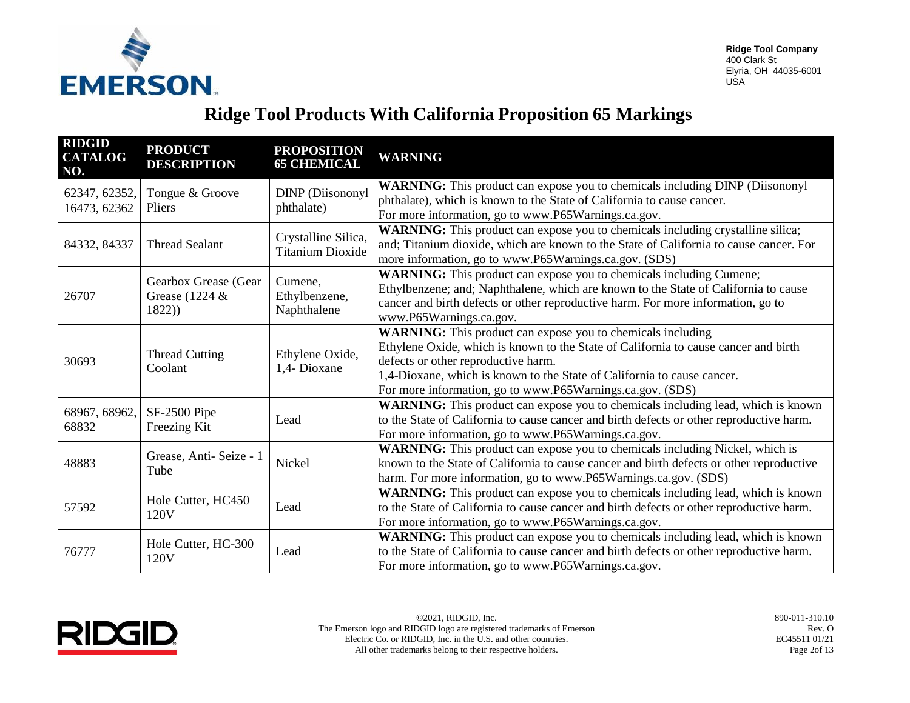Ridge Tool Company
400 Clark St
Elyria, OH 44035-6001
USA

# Ridge Tool Products With California Proposition 65 Markings

| RIDGID CATALOG NO. | PRODUCT DESCRIPTION | PROPOSITION 65 CHEMICAL | WARNING |
|---|---|---|---|
| 62347, 62352, 16473, 62362 | Tongue & Groove Pliers | DINP (Diisononyl phthalate) | **WARNING:** This product can expose you to chemicals including DINP (Diisononyl phthalate), which is known to the State of California to cause cancer. For more information, go to www.P65Warnings.ca.gov. |
| 84332, 84337 | Thread Sealant | Crystalline Silica, Titanium Dioxide | **WARNING:** This product can expose you to chemicals including crystalline silica; and; Titanium dioxide, which are known to the State of California to cause cancer. For more information, go to www.P65Warnings.ca.gov. (SDS) |
| 26707 | Gearbox Grease (Gear Grease (1224 & 1822)) | Cumene, Ethylbenzene, Naphthalene | **WARNING:** This product can expose you to chemicals including Cumene; Ethylbenzene; and; Naphthalene, which are known to the State of California to cause cancer and birth defects or other reproductive harm. For more information, go to www.P65Warnings.ca.gov. |
| 30693 | Thread Cutting Coolant | Ethylene Oxide, 1,4- Dioxane | **WARNING:** This product can expose you to chemicals including Ethylene Oxide, which is known to the State of California to cause cancer and birth defects or other reproductive harm. 1,4-Dioxane, which is known to the State of California to cause cancer. For more information, go to www.P65Warnings.ca.gov. (SDS) |
| 68967, 68962, 68832 | SF-2500 Pipe Freezing Kit | Lead | **WARNING:** This product can expose you to chemicals including lead, which is known to the State of California to cause cancer and birth defects or other reproductive harm. For more information, go to www.P65Warnings.ca.gov. |
| 48883 | Grease, Anti- Seize - 1 Tube | Nickel | **WARNING:** This product can expose you to chemicals including Nickel, which is known to the State of California to cause cancer and birth defects or other reproductive harm. For more information, go to www.P65Warnings.ca.gov. (SDS) |
| 57592 | Hole Cutter, HC450 120V | Lead | **WARNING:** This product can expose you to chemicals including lead, which is known to the State of California to cause cancer and birth defects or other reproductive harm. For more information, go to www.P65Warnings.ca.gov. |
| 76777 | Hole Cutter, HC-300 120V | Lead | **WARNING:** This product can expose you to chemicals including lead, which is known to the State of California to cause cancer and birth defects or other reproductive harm. For more information, go to www.P65Warnings.ca.gov. |

©2021, RIDGID, Inc.
The Emerson logo and RIDGID logo are registered trademarks of Emerson Electric Co. or RIDGID, Inc. in the U.S. and other countries.
All other trademarks belong to their respective holders.

890-011-310.10
Rev. O
EC45511 01/21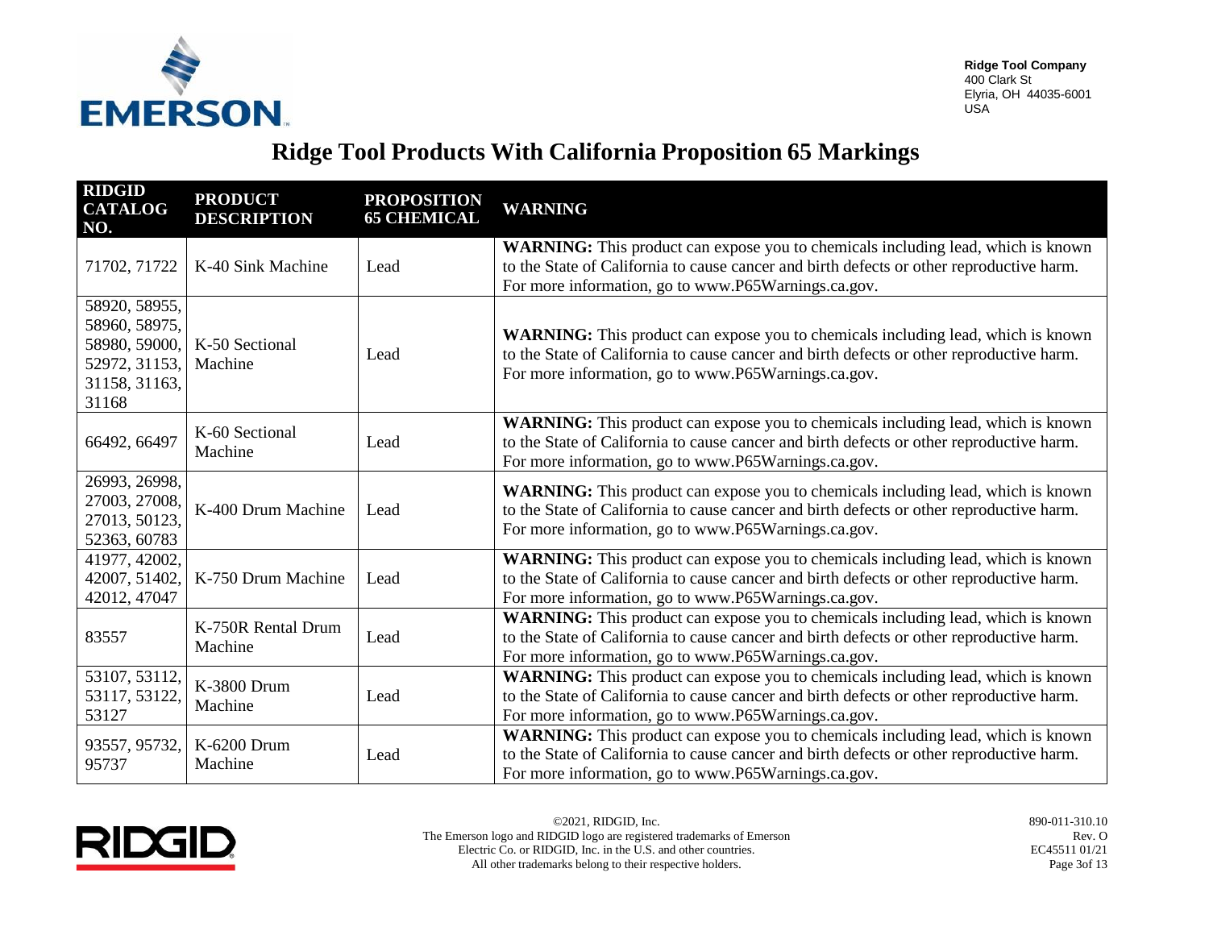Ridge Tool Company
400 Clark St
Elyria, OH 44035-6001
USA

# Ridge Tool Products With California Proposition 65 Markings

| RIDGID CATALOG NO. | PRODUCT DESCRIPTION | PROPOSITION 65 CHEMICAL | WARNING |
|---|---|---|---|
| 71702, 71722 | K-40 Sink Machine | Lead | **WARNING:** This product can expose you to chemicals including lead, which is known to the State of California to cause cancer and birth defects or other reproductive harm. For more information, go to www.P65Warnings.ca.gov. |
| 58920, 58955, 58960, 58975, 58980, 59000, 52972, 31153, 31158, 31163, 31168 | K-50 Sectional Machine | Lead | **WARNING:** This product can expose you to chemicals including lead, which is known to the State of California to cause cancer and birth defects or other reproductive harm. For more information, go to www.P65Warnings.ca.gov. |
| 66492, 66497 | K-60 Sectional Machine | Lead | **WARNING:** This product can expose you to chemicals including lead, which is known to the State of California to cause cancer and birth defects or other reproductive harm. For more information, go to www.P65Warnings.ca.gov. |
| 26993, 26998, 27003, 27008, 27013, 50123, 52363, 60783 | K-400 Drum Machine | Lead | **WARNING:** This product can expose you to chemicals including lead, which is known to the State of California to cause cancer and birth defects or other reproductive harm. For more information, go to www.P65Warnings.ca.gov. |
| 41977, 42002, 42007, 51402, 42012, 47047 | K-750 Drum Machine | Lead | **WARNING:** This product can expose you to chemicals including lead, which is known to the State of California to cause cancer and birth defects or other reproductive harm. For more information, go to www.P65Warnings.ca.gov. |
| 83557 | K-750R Rental Drum Machine | Lead | **WARNING:** This product can expose you to chemicals including lead, which is known to the State of California to cause cancer and birth defects or other reproductive harm. For more information, go to www.P65Warnings.ca.gov. |
| 53107, 53112, 53117, 53122, 53127 | K-3800 Drum Machine | Lead | **WARNING:** This product can expose you to chemicals including lead, which is known to the State of California to cause cancer and birth defects or other reproductive harm. For more information, go to www.P65Warnings.ca.gov. |
| 93557, 95732, 95737 | K-6200 Drum Machine | Lead | **WARNING:** This product can expose you to chemicals including lead, which is known to the State of California to cause cancer and birth defects or other reproductive harm. For more information, go to www.P65Warnings.ca.gov. |

©2021, RIDGID, Inc.
The Emerson logo and RIDGID logo are registered trademarks of Emerson Electric Co. or RIDGID, Inc. in the U.S. and other countries.
All other trademarks belong to their respective holders.

890-011-310.10
Rev. O
EC45511 01/21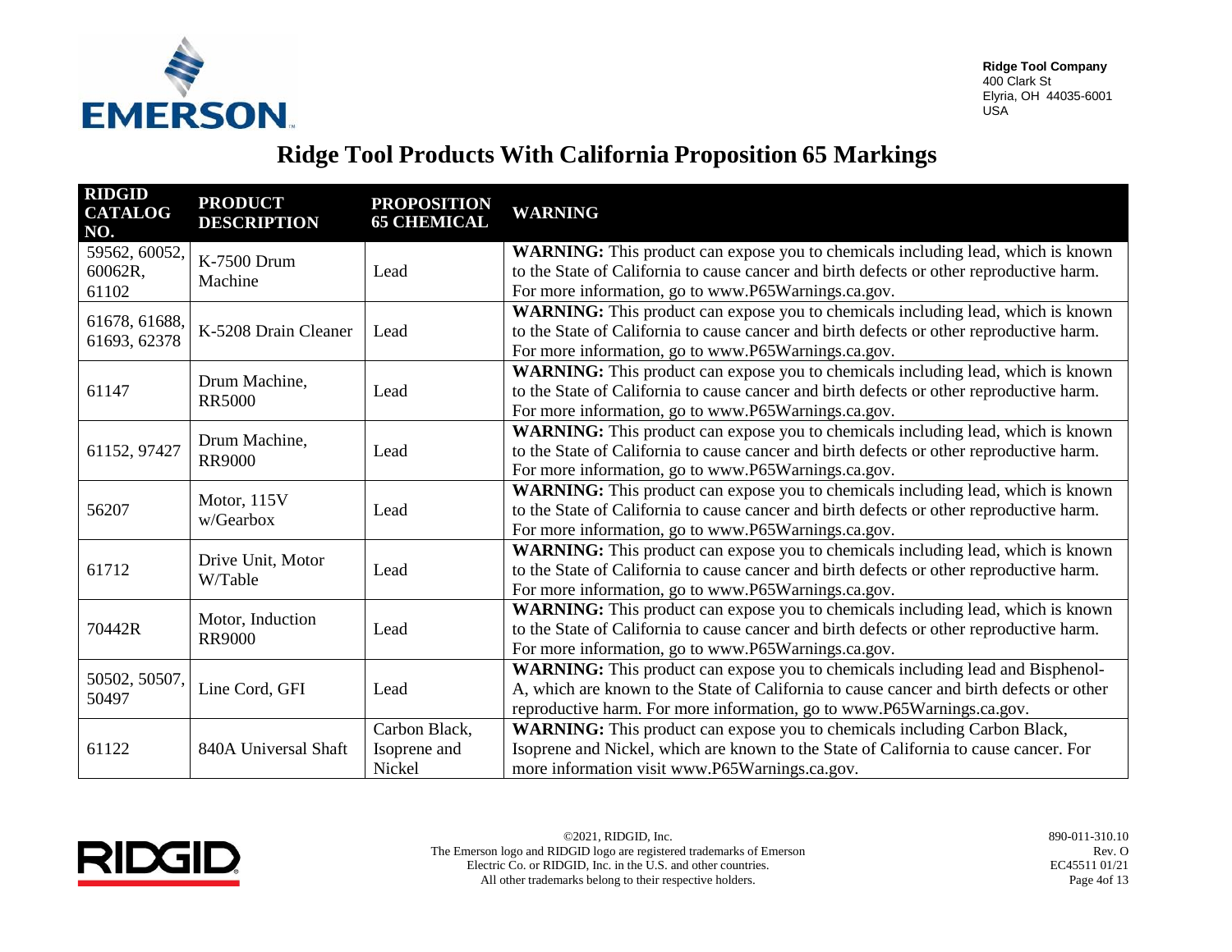Ridge Tool Company
400 Clark St
Elyria, OH 44035-6001
USA

# Ridge Tool Products With California Proposition 65 Markings

| RIDGID CATALOG NO. | PRODUCT DESCRIPTION | PROPOSITION 65 CHEMICAL | WARNING |
|---|---|---|---|
| 59562, 60052, 60062R, 61102 | K-7500 Drum Machine | Lead | **WARNING:** This product can expose you to chemicals including lead, which is known to the State of California to cause cancer and birth defects or other reproductive harm. For more information, go to www.P65Warnings.ca.gov. |
| 61678, 61688, 61693, 62378 | K-5208 Drain Cleaner | Lead | **WARNING:** This product can expose you to chemicals including lead, which is known to the State of California to cause cancer and birth defects or other reproductive harm. For more information, go to www.P65Warnings.ca.gov. |
| 61147 | Drum Machine, RR5000 | Lead | **WARNING:** This product can expose you to chemicals including lead, which is known to the State of California to cause cancer and birth defects or other reproductive harm. For more information, go to www.P65Warnings.ca.gov. |
| 61152, 97427 | Drum Machine, RR9000 | Lead | **WARNING:** This product can expose you to chemicals including lead, which is known to the State of California to cause cancer and birth defects or other reproductive harm. For more information, go to www.P65Warnings.ca.gov. |
| 56207 | Motor, 115V w/Gearbox | Lead | **WARNING:** This product can expose you to chemicals including lead, which is known to the State of California to cause cancer and birth defects or other reproductive harm. For more information, go to www.P65Warnings.ca.gov. |
| 61712 | Drive Unit, Motor W/Table | Lead | **WARNING:** This product can expose you to chemicals including lead, which is known to the State of California to cause cancer and birth defects or other reproductive harm. For more information, go to www.P65Warnings.ca.gov. |
| 70442R | Motor, Induction RR9000 | Lead | **WARNING:** This product can expose you to chemicals including lead, which is known to the State of California to cause cancer and birth defects or other reproductive harm. For more information, go to www.P65Warnings.ca.gov. |
| 50502, 50507, 50497 | Line Cord, GFI | Lead | **WARNING:** This product can expose you to chemicals including lead and Bisphenol-A, which are known to the State of California to cause cancer and birth defects or other reproductive harm. For more information, go to www.P65Warnings.ca.gov. |
| 61122 | 840A Universal Shaft | Carbon Black, Isoprene and Nickel | **WARNING:** This product can expose you to chemicals including Carbon Black, Isoprene and Nickel, which are known to the State of California to cause cancer. For more information visit www.P65Warnings.ca.gov. |

©2021, RIDGID, Inc.
The Emerson logo and RIDGID logo are registered trademarks of Emerson Electric Co. or RIDGID, Inc. in the U.S. and other countries.
All other trademarks belong to their respective holders.

890-011-310.10
Rev. O
EC45511 01/21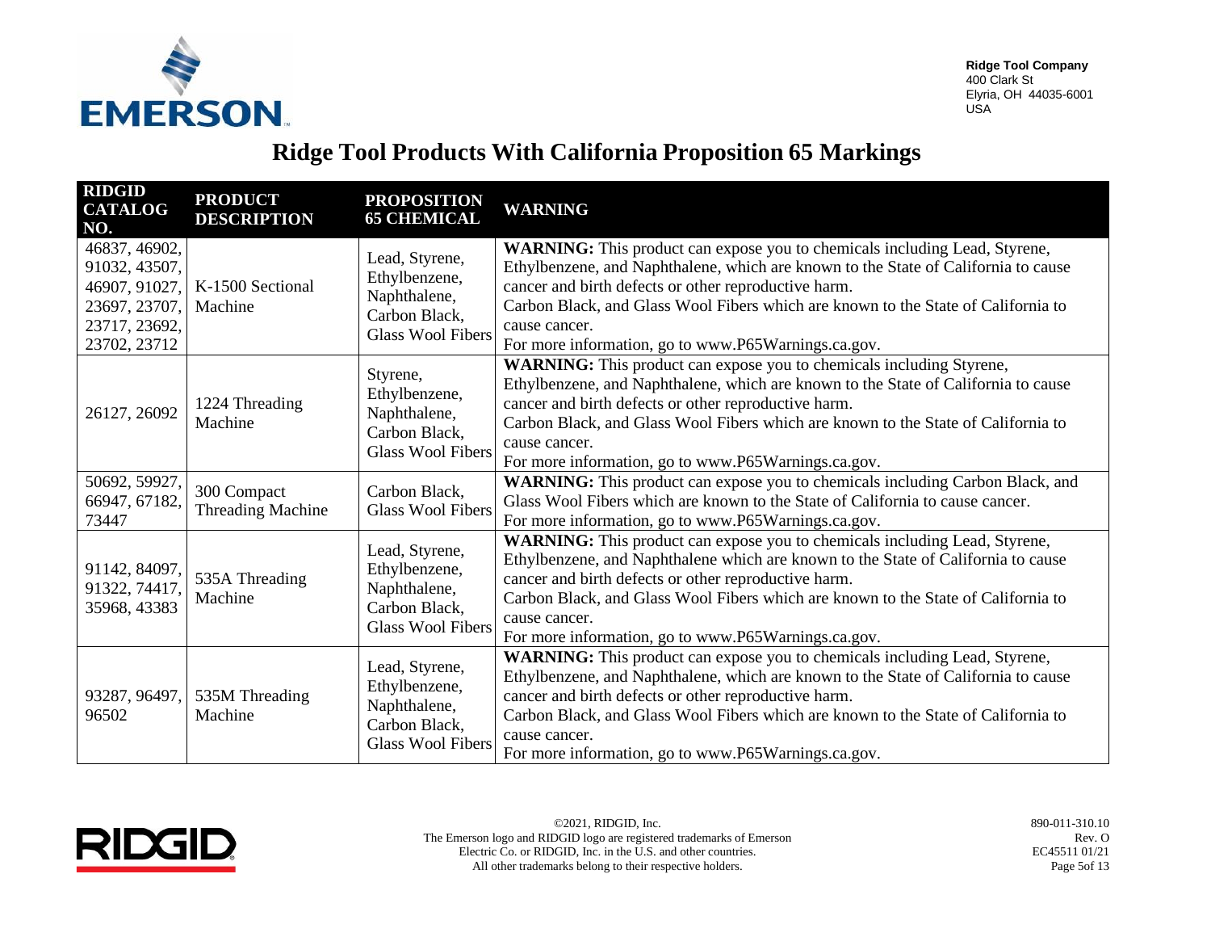Ridge Tool Company
400 Clark St
Elyria, OH 44035-6001
USA

# Ridge Tool Products With California Proposition 65 Markings

| RIDGID CATALOG NO. | PRODUCT DESCRIPTION | PROPOSITION 65 CHEMICAL | WARNING |
|---|---|---|---|
| 46837, 46902, 91032, 43507, 46907, 91027, 23697, 23707, 23717, 23692, 23702, 23712 | K-1500 Sectional Machine | Lead, Styrene, Ethylbenzene, Naphthalene, Carbon Black, Glass Wool Fibers | **WARNING:** This product can expose you to chemicals including Lead, Styrene, Ethylbenzene, and Naphthalene, which are known to the State of California to cause cancer and birth defects or other reproductive harm. Carbon Black, and Glass Wool Fibers which are known to the State of California to cause cancer. For more information, go to www.P65Warnings.ca.gov. |
| 26127, 26092 | 1224 Threading Machine | Styrene, Ethylbenzene, Naphthalene, Carbon Black, Glass Wool Fibers | **WARNING:** This product can expose you to chemicals including Styrene, Ethylbenzene, and Naphthalene, which are known to the State of California to cause cancer and birth defects or other reproductive harm. Carbon Black, and Glass Wool Fibers which are known to the State of California to cause cancer. For more information, go to www.P65Warnings.ca.gov. |
| 50692, 59927, 66947, 67182, 73447 | 300 Compact Threading Machine | Carbon Black, Glass Wool Fibers | **WARNING:** This product can expose you to chemicals including Carbon Black, and Glass Wool Fibers which are known to the State of California to cause cancer. For more information, go to www.P65Warnings.ca.gov. |
| 91142, 84097, 91322, 74417, 35968, 43383 | 535A Threading Machine | Lead, Styrene, Ethylbenzene, Naphthalene, Carbon Black, Glass Wool Fibers | **WARNING:** This product can expose you to chemicals including Lead, Styrene, Ethylbenzene, and Naphthalene which are known to the State of California to cause cancer and birth defects or other reproductive harm. Carbon Black, and Glass Wool Fibers which are known to the State of California to cause cancer. For more information, go to www.P65Warnings.ca.gov. |
| 93287, 96497, 96502 | 535M Threading Machine | Lead, Styrene, Ethylbenzene, Naphthalene, Carbon Black, Glass Wool Fibers | **WARNING:** This product can expose you to chemicals including Lead, Styrene, Ethylbenzene, and Naphthalene, which are known to the State of California to cause cancer and birth defects or other reproductive harm. Carbon Black, and Glass Wool Fibers which are known to the State of California to cause cancer. For more information, go to www.P65Warnings.ca.gov. |

©2021, RIDGID, Inc.
The Emerson logo and RIDGID logo are registered trademarks of Emerson Electric Co. or RIDGID, Inc. in the U.S. and other countries.
All other trademarks belong to their respective holders.

890-011-310.10
Rev. O
EC45511 01/21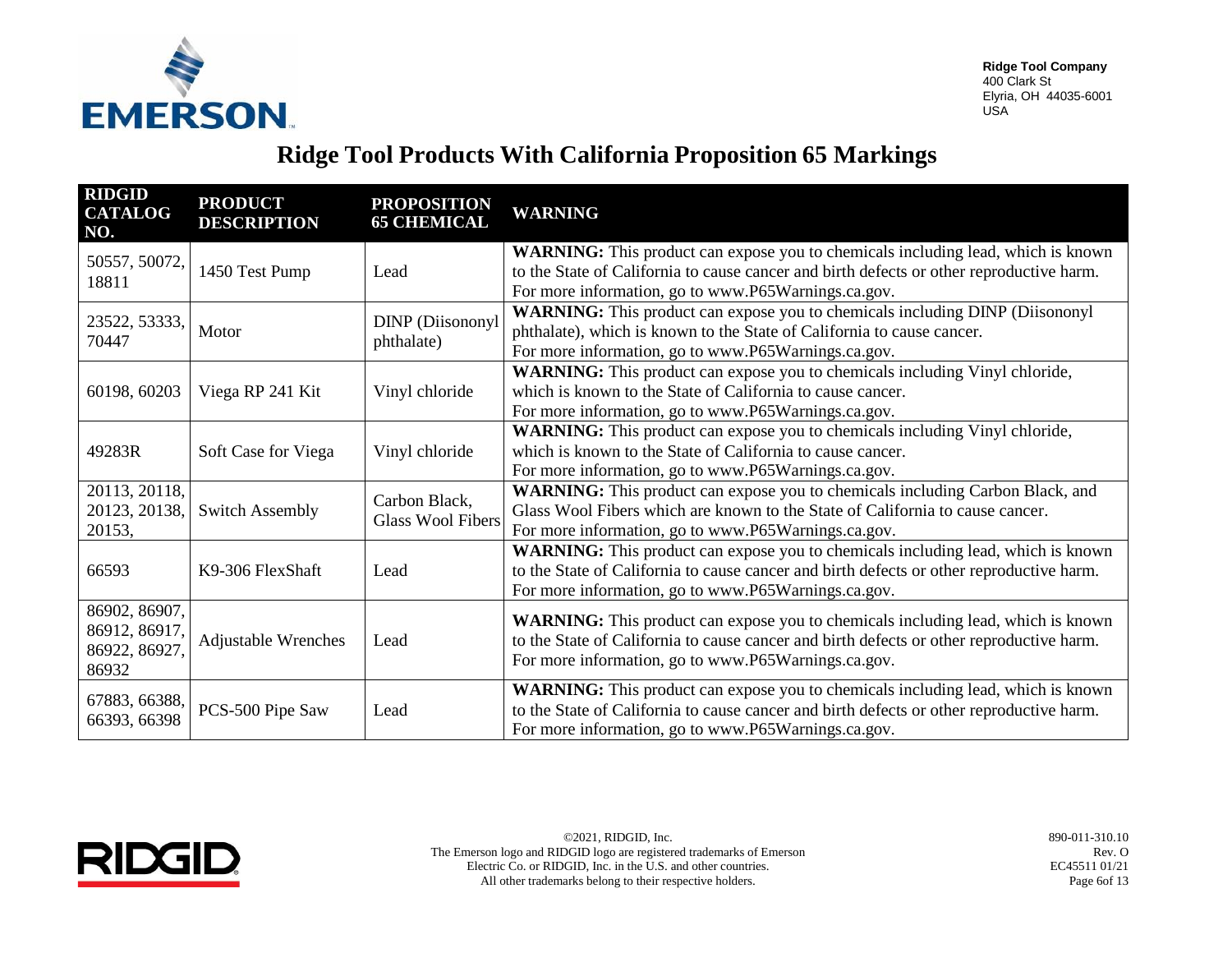Ridge Tool Company
400 Clark St
Elyria, OH 44035-6001
USA

# Ridge Tool Products With California Proposition 65 Markings

| RIDGID CATALOG NO. | PRODUCT DESCRIPTION | PROPOSITION 65 CHEMICAL | WARNING |
|---|---|---|---|
| 50557, 50072, 18811 | 1450 Test Pump | Lead | **WARNING:** This product can expose you to chemicals including lead, which is known to the State of California to cause cancer and birth defects or other reproductive harm. For more information, go to www.P65Warnings.ca.gov. |
| 23522, 53333, 70447 | Motor | DINP (Diisononyl phthalate) | **WARNING:** This product can expose you to chemicals including DINP (Diisononyl phthalate), which is known to the State of California to cause cancer. For more information, go to www.P65Warnings.ca.gov. |
| 60198, 60203 | Viega RP 241 Kit | Vinyl chloride | **WARNING:** This product can expose you to chemicals including Vinyl chloride, which is known to the State of California to cause cancer. For more information, go to www.P65Warnings.ca.gov. |
| 49283R | Soft Case for Viega | Vinyl chloride | **WARNING:** This product can expose you to chemicals including Vinyl chloride, which is known to the State of California to cause cancer. For more information, go to www.P65Warnings.ca.gov. |
| 20113, 20118, 20123, 20138, 20153, | Switch Assembly | Carbon Black, Glass Wool Fibers | **WARNING:** This product can expose you to chemicals including Carbon Black, and Glass Wool Fibers which are known to the State of California to cause cancer. For more information, go to www.P65Warnings.ca.gov. |
| 66593 | K9-306 FlexShaft | Lead | **WARNING:** This product can expose you to chemicals including lead, which is known to the State of California to cause cancer and birth defects or other reproductive harm. For more information, go to www.P65Warnings.ca.gov. |
| 86902, 86907, 86912, 86917, 86922, 86927, 86932 | Adjustable Wrenches | Lead | **WARNING:** This product can expose you to chemicals including lead, which is known to the State of California to cause cancer and birth defects or other reproductive harm. For more information, go to www.P65Warnings.ca.gov. |
| 67883, 66388, 66393, 66398 | PCS-500 Pipe Saw | Lead | **WARNING:** This product can expose you to chemicals including lead, which is known to the State of California to cause cancer and birth defects or other reproductive harm. For more information, go to www.P65Warnings.ca.gov. |

©2021, RIDGID, Inc.
The Emerson logo and RIDGID logo are registered trademarks of Emerson Electric Co. or RIDGID, Inc. in the U.S. and other countries.
All other trademarks belong to their respective holders.

890-011-310.10
Rev. O
EC45511 01/21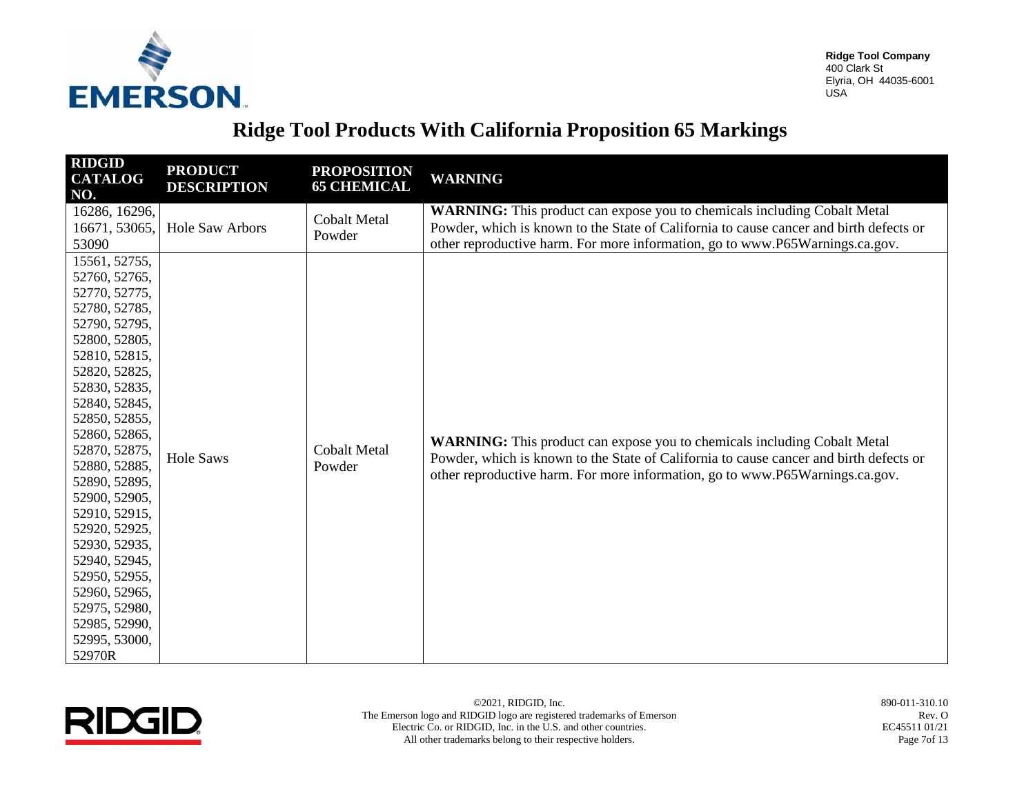# Ridge Tool Products With California Proposition 65 Markings

| RIDGID CATALOG NO. | PRODUCT DESCRIPTION | PROPOSITION 65 CHEMICAL | WARNING |
|---|---|---|---|
| 16286, 16296, 16671, 53065, 53090 | Hole Saw Arbors | Cobalt Metal Powder | **WARNING:** This product can expose you to chemicals including Cobalt Metal Powder, which is known to the State of California to cause cancer and birth defects or other reproductive harm. For more information, go to www.P65Warnings.ca.gov. |
| 15561, 52755, 52760, 52765, 52770, 52775, 52780, 52785, 52790, 52795, 52800, 52805, 52810, 52815, 52820, 52825, 52830, 52835, 52840, 52845, 52850, 52855, 52860, 52865, 52870, 52875, 52880, 52885, 52890, 52895, 52900, 52905, 52910, 52915, 52920, 52925, 52930, 52935, 52940, 52945, 52950, 52955, 52960, 52965, 52975, 52980, 52985, 52990, 52995, 53000, 52970R | Hole Saws | Cobalt Metal Powder | **WARNING:** This product can expose you to chemicals including Cobalt Metal Powder, which is known to the State of California to cause cancer and birth defects or other reproductive harm. For more information, go to www.P65Warnings.ca.gov. |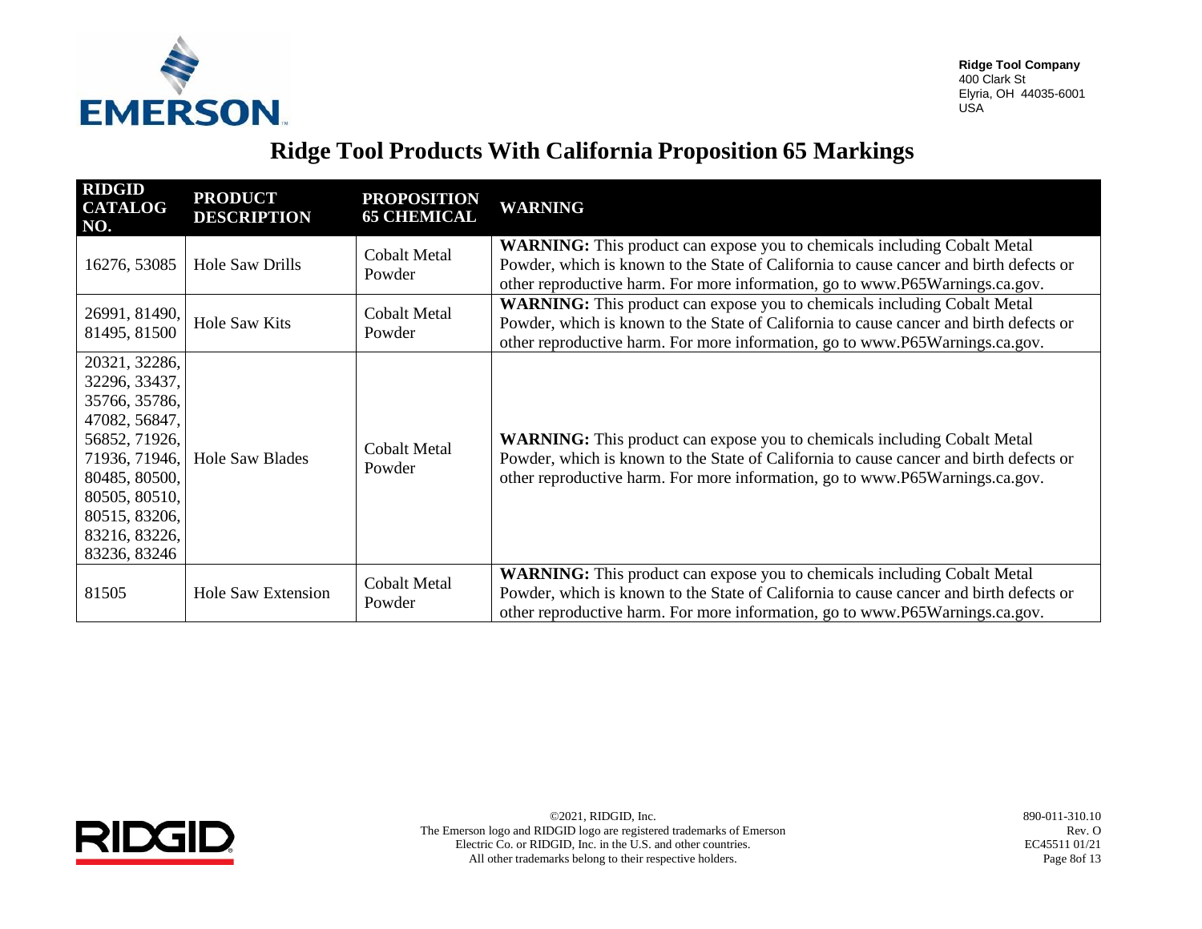Ridge Tool Company
400 Clark St
Elyria, OH 44035-6001
USA

# Ridge Tool Products With California Proposition 65 Markings

| RIDGID CATALOG NO. | PRODUCT DESCRIPTION | PROPOSITION 65 CHEMICAL | WARNING |
|---|---|---|---|
| 16276, 53085 | Hole Saw Drills | Cobalt Metal Powder | **WARNING:** This product can expose you to chemicals including Cobalt Metal Powder, which is known to the State of California to cause cancer and birth defects or other reproductive harm. For more information, go to www.P65Warnings.ca.gov. |
| 26991, 81490, 81495, 81500 | Hole Saw Kits | Cobalt Metal Powder | **WARNING:** This product can expose you to chemicals including Cobalt Metal Powder, which is known to the State of California to cause cancer and birth defects or other reproductive harm. For more information, go to www.P65Warnings.ca.gov. |
| 20321, 32286, 32296, 33437, 35766, 35786, 47082, 56847, 56852, 71926, 71936, 71946, 80485, 80500, 80505, 80510, 80515, 83206, 83216, 83226, 83236, 83246 | Hole Saw Blades | Cobalt Metal Powder | **WARNING:** This product can expose you to chemicals including Cobalt Metal Powder, which is known to the State of California to cause cancer and birth defects or other reproductive harm. For more information, go to www.P65Warnings.ca.gov. |
| 81505 | Hole Saw Extension | Cobalt Metal Powder | **WARNING:** This product can expose you to chemicals including Cobalt Metal Powder, which is known to the State of California to cause cancer and birth defects or other reproductive harm. For more information, go to www.P65Warnings.ca.gov. |

©2021, RIDGID, Inc.
The Emerson logo and RIDGID logo are registered trademarks of Emerson Electric Co. or RIDGID, Inc. in the U.S. and other countries.
All other trademarks belong to their respective holders.

890-011-310.10
Rev. O
EC45511 01/21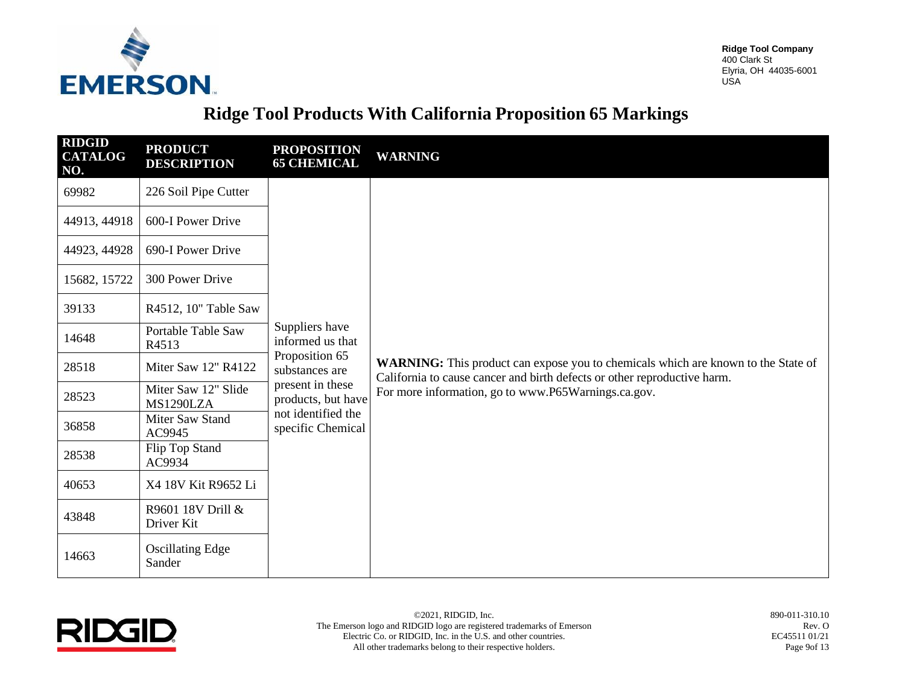Ridge Tool Company
400 Clark St
Elyria, OH 44035-6001
USA

# Ridge Tool Products With California Proposition 65 Markings

| RIDGID CATALOG NO. | PRODUCT DESCRIPTION | PROPOSITION 65 CHEMICAL | WARNING |
|---|---|---|---|
| 69982 | 226 Soil Pipe Cutter | Suppliers have informed us that Proposition 65 substances are present in these products, but have not identified the specific Chemical | **WARNING:** This product can expose you to chemicals which are known to the State of California to cause cancer and birth defects or other reproductive harm. For more information, go to www.P65Warnings.ca.gov. |
| 44913, 44918 | 600-I Power Drive | | |
| 44923, 44928 | 690-I Power Drive | | |
| 15682, 15722 | 300 Power Drive | | |
| 39133 | R4512, 10" Table Saw | | |
| 14648 | Portable Table Saw R4513 | | |
| 28518 | Miter Saw 12" R4122 | | |
| 28523 | Miter Saw 12" Slide MS1290LZA | | |
| 36858 | Miter Saw Stand AC9945 | | |
| 28538 | Flip Top Stand AC9934 | | |
| 40653 | X4 18V Kit R9652 Li | | |
| 43848 | R9601 18V Drill & Driver Kit | | |
| 14663 | Oscillating Edge Sander | | |

©2021, RIDGID, Inc.
The Emerson logo and RIDGID logo are registered trademarks of Emerson Electric Co. or RIDGID, Inc. in the U.S. and other countries.
All other trademarks belong to their respective holders.

890-011-310.10
Rev. O
EC45511 01/21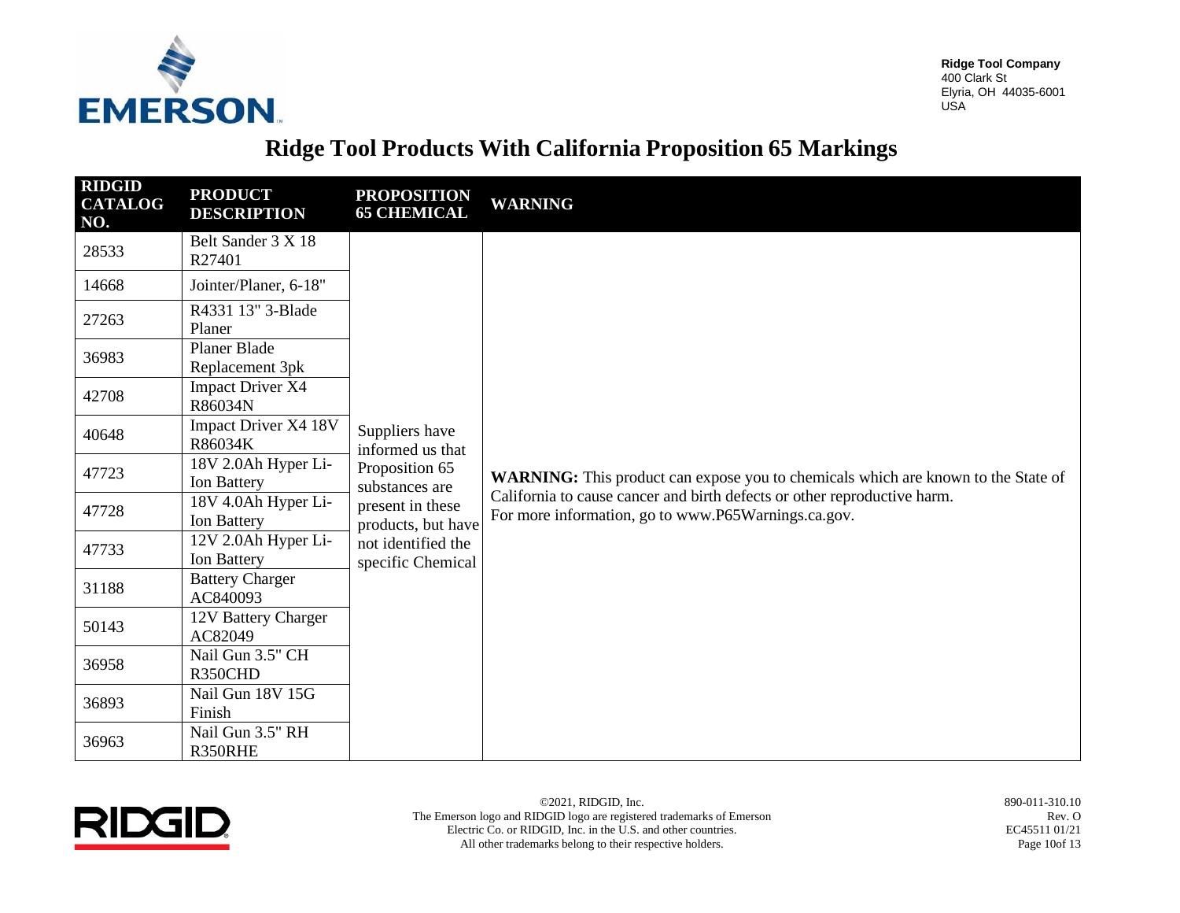Ridge Tool Company
400 Clark St
Elyria, OH 44035-6001
USA

# Ridge Tool Products With California Proposition 65 Markings

| RIDGID CATALOG NO. | PRODUCT DESCRIPTION | PROPOSITION 65 CHEMICAL | WARNING |
|---|---|---|---|
| 28533 | Belt Sander 3 X 18 R27401 | Suppliers have informed us that Proposition 65 substances are present in these products, but have not identified the specific Chemical | **WARNING:** This product can expose you to chemicals which are known to the State of California to cause cancer and birth defects or other reproductive harm. For more information, go to www.P65Warnings.ca.gov. |
| 14668 | Jointer/Planer, 6-18" | | |
| 27263 | R4331 13" 3-Blade Planer | | |
| 36983 | Planer Blade Replacement 3pk | | |
| 42708 | Impact Driver X4 R86034N | | |
| 40648 | Impact Driver X4 18V R86034K | | |
| 47723 | 18V 2.0Ah Hyper Li-Ion Battery | | |
| 47728 | 18V 4.0Ah Hyper Li-Ion Battery | | |
| 47733 | 12V 2.0Ah Hyper Li-Ion Battery | | |
| 31188 | Battery Charger AC840093 | | |
| 50143 | 12V Battery Charger AC82049 | | |
| 36958 | Nail Gun 3.5" CH R350CHD | | |
| 36893 | Nail Gun 18V 15G Finish | | |
| 36963 | Nail Gun 3.5" RH R350RHE | | |

©2021, RIDGID, Inc.
The Emerson logo and RIDGID logo are registered trademarks of Emerson Electric Co. or RIDGID, Inc. in the U.S. and other countries.
All other trademarks belong to their respective holders.

890-011-310.10
Rev. O
EC45511 01/21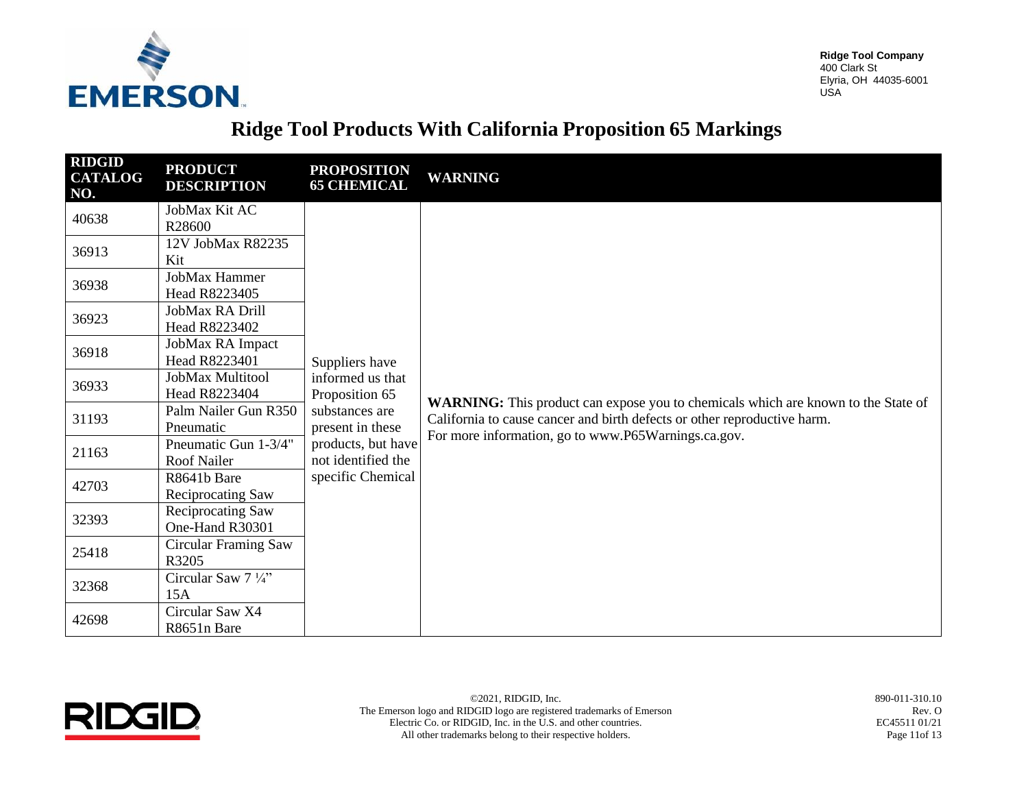Ridge Tool Company
400 Clark St
Elyria, OH 44035-6001
USA

# Ridge Tool Products With California Proposition 65 Markings

| RIDGID CATALOG NO. | PRODUCT DESCRIPTION | PROPOSITION 65 CHEMICAL | WARNING |
|---|---|---|---|
| 40638 | JobMax Kit AC R28600 | Suppliers have informed us that Proposition 65 substances are present in these products, but have not identified the specific Chemical | **WARNING:** This product can expose you to chemicals which are known to the State of California to cause cancer and birth defects or other reproductive harm. For more information, go to www.P65Warnings.ca.gov. |
| 36913 | 12V JobMax R82235 Kit | | |
| 36938 | JobMax Hammer Head R8223405 | | |
| 36923 | JobMax RA Drill Head R8223402 | | |
| 36918 | JobMax RA Impact Head R8223401 | | |
| 36933 | JobMax Multitool Head R8223404 | | |
| 31193 | Palm Nailer Gun R350 Pneumatic | | |
| 21163 | Pneumatic Gun 1-3/4" Roof Nailer | | |
| 42703 | R8641b Bare Reciprocating Saw | | |
| 32393 | Reciprocating Saw One-Hand R30301 | | |
| 25418 | Circular Framing Saw R3205 | | |
| 32368 | Circular Saw 7 ¼" 15A | | |
| 42698 | Circular Saw X4 R8651n Bare | | |

©2021, RIDGID, Inc.
The Emerson logo and RIDGID logo are registered trademarks of Emerson Electric Co. or RIDGID, Inc. in the U.S. and other countries.
All other trademarks belong to their respective holders.

890-011-310.10
Rev. O
EC45511 01/21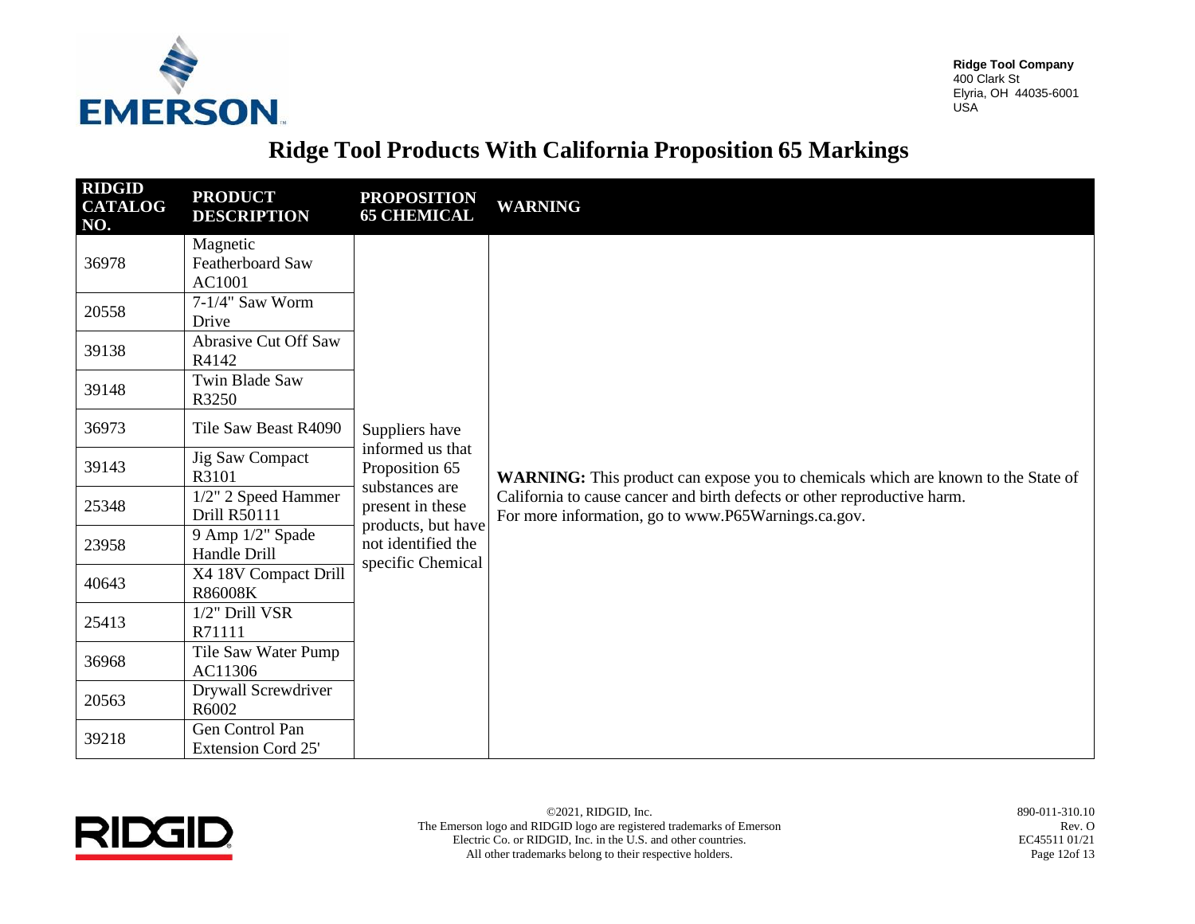Ridge Tool Company
400 Clark St
Elyria, OH 44035-6001
USA

# Ridge Tool Products With California Proposition 65 Markings

| RIDGID CATALOG NO. | PRODUCT DESCRIPTION | PROPOSITION 65 CHEMICAL | WARNING |
|---|---|---|---|
| 36978 | Magnetic Featherboard Saw AC1001 | Suppliers have informed us that Proposition 65 substances are present in these products, but have not identified the specific Chemical | **WARNING:** This product can expose you to chemicals which are known to the State of California to cause cancer and birth defects or other reproductive harm. For more information, go to www.P65Warnings.ca.gov. |
| 20558 | 7-1/4" Saw Worm Drive | | |
| 39138 | Abrasive Cut Off Saw R4142 | | |
| 39148 | Twin Blade Saw R3250 | | |
| 36973 | Tile Saw Beast R4090 | | |
| 39143 | Jig Saw Compact R3101 | | |
| 25348 | 1/2" 2 Speed Hammer Drill R50111 | | |
| 23958 | 9 Amp 1/2" Spade Handle Drill | | |
| 40643 | X4 18V Compact Drill R86008K | | |
| 25413 | 1/2" Drill VSR R71111 | | |
| 36968 | Tile Saw Water Pump AC11306 | | |
| 20563 | Drywall Screwdriver R6002 | | |
| 39218 | Gen Control Pan Extension Cord 25' | | |

©2021, RIDGID, Inc.
The Emerson logo and RIDGID logo are registered trademarks of Emerson Electric Co. or RIDGID, Inc. in the U.S. and other countries.
All other trademarks belong to their respective holders.

890-011-310.10
Rev. O
EC45511 01/21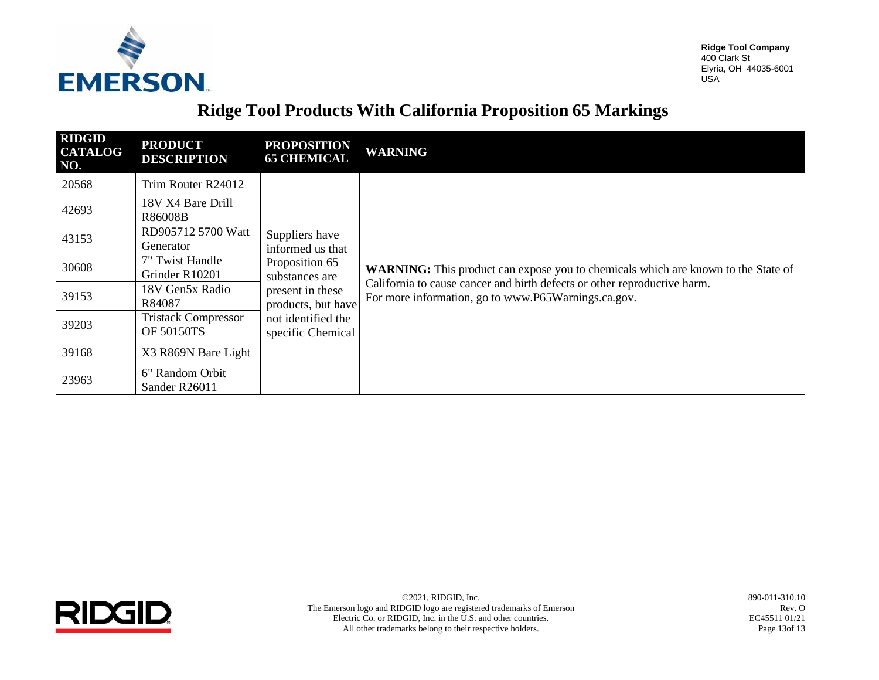Ridge Tool Company
400 Clark St
Elyria, OH 44035-6001
USA

# Ridge Tool Products With California Proposition 65 Markings

| RIDGID CATALOG NO. | PRODUCT DESCRIPTION | PROPOSITION 65 CHEMICAL | WARNING |
|---|---|---|---|
| 20568 | Trim Router R24012 | Suppliers have informed us that Proposition 65 substances are present in these products, but have not identified the specific Chemical | **WARNING:** This product can expose you to chemicals which are known to the State of California to cause cancer and birth defects or other reproductive harm. For more information, go to www.P65Warnings.ca.gov. |
| 42693 | 18V X4 Bare Drill R86008B | | |
| 43153 | RD905712 5700 Watt Generator | | |
| 30608 | 7" Twist Handle Grinder R10201 | | |
| 39153 | 18V Gen5x Radio R84087 | | |
| 39203 | Tristack Compressor OF 50150TS | | |
| 39168 | X3 R869N Bare Light | | |
| 23963 | 6" Random Orbit Sander R26011 | | |

©2021, RIDGID, Inc.
The Emerson logo and RIDGID logo are registered trademarks of Emerson Electric Co. or RIDGID, Inc. in the U.S. and other countries.
All other trademarks belong to their respective holders.

890-011-310.10
Rev. O
EC45511 01/21